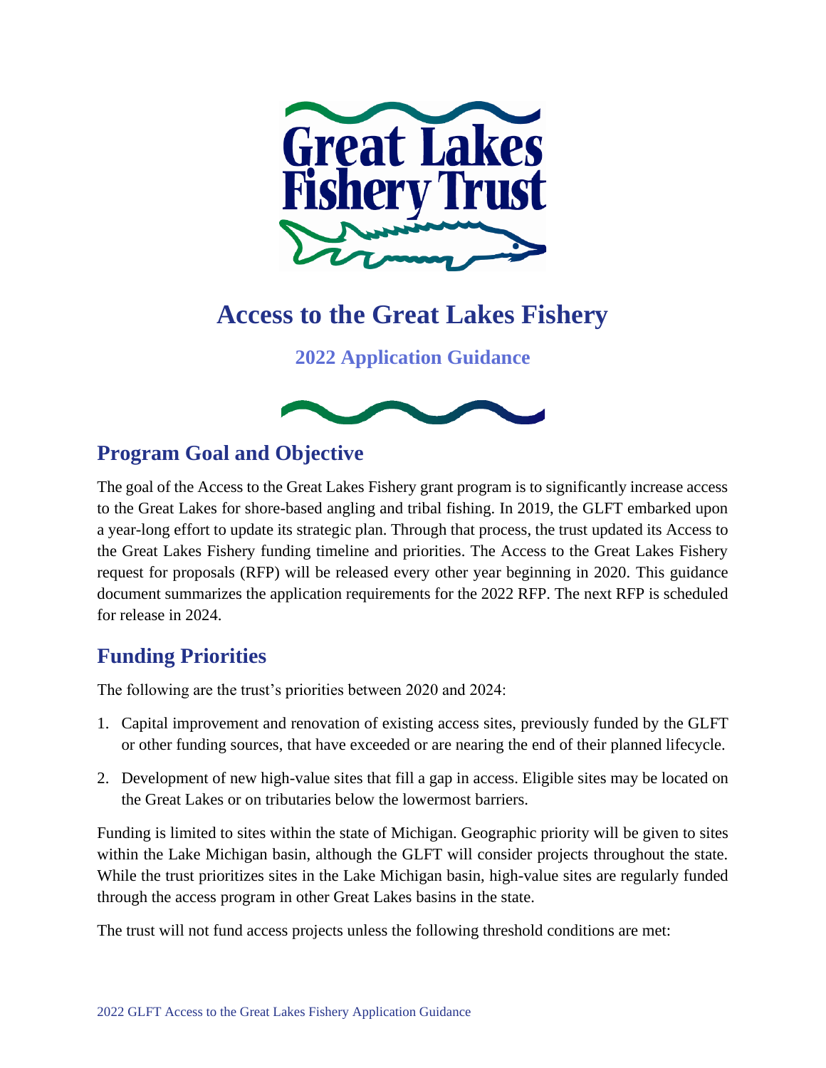# Access to the Great Lakes Fishery

### 2022 Application Guidance

## Program Goal and Objective

The goal of the Access to the Great Lakes Fishery grant program is to significantly increase access to the Great Lakes for shore-based angling and tribal fishing. In 2019, the GLFT embarked upon a year-long effort to update its strategic plan. Through that process, the trust updated its Access to the Great Lakes Fishery funding timeline and priorities. The Access to the Great Lakes Fishery request for proposals (RFP) will be released every other year beginning in 2020. This guidance document summarizes the application requirements for the 2022 RFP. The next RFP is scheduled for release in 2024.

## Funding Priorities

The following are the trust's priorities between 2020 and 2024:

1. Capital improvement and renovation of existing access sites, previously funded by the GLFT or other funding sources, that have exceeded or are nearing the end of their planned lifecycle.
2. Development of new high-value sites that fill a gap in access. Eligible sites may be located on the Great Lakes or on tributaries below the lowermost barriers.

Funding is limited to sites within the state of Michigan. Geographic priority will be given to sites within the Lake Michigan basin, although the GLFT will consider projects throughout the state. While the trust prioritizes sites in the Lake Michigan basin, high-value sites are regularly funded through the access program in other Great Lakes basins in the state.

The trust will not fund access projects unless the following threshold conditions are met: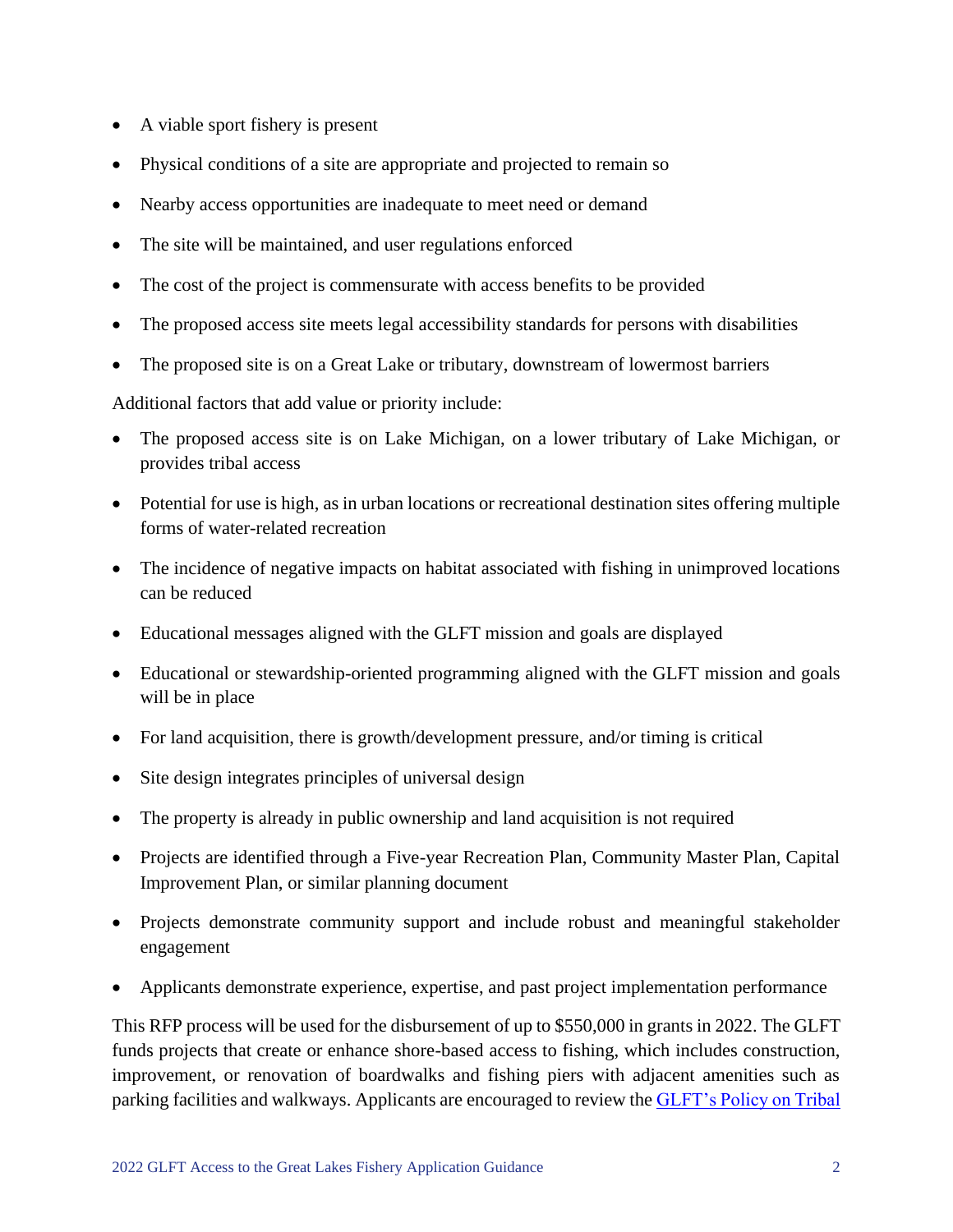- A viable sport fishery is present
- Physical conditions of a site are appropriate and projected to remain so
- Nearby access opportunities are inadequate to meet need or demand
- The site will be maintained, and user regulations enforced
- The cost of the project is commensurate with access benefits to be provided
- The proposed access site meets legal accessibility standards for persons with disabilities
- The proposed site is on a Great Lake or tributary, downstream of lowermost barriers

Additional factors that add value or priority include:

- The proposed access site is on Lake Michigan, on a lower tributary of Lake Michigan, or provides tribal access
- Potential for use is high, as in urban locations or recreational destination sites offering multiple forms of water-related recreation
- The incidence of negative impacts on habitat associated with fishing in unimproved locations can be reduced
- Educational messages aligned with the GLFT mission and goals are displayed
- Educational or stewardship-oriented programming aligned with the GLFT mission and goals will be in place
- For land acquisition, there is growth/development pressure, and/or timing is critical
- Site design integrates principles of universal design
- The property is already in public ownership and land acquisition is not required
- Projects are identified through a Five-year Recreation Plan, Community Master Plan, Capital Improvement Plan, or similar planning document
- Projects demonstrate community support and include robust and meaningful stakeholder engagement
- Applicants demonstrate experience, expertise, and past project implementation performance

This RFP process will be used for the disbursement of up to $550,000 in grants in 2022. The GLFT funds projects that create or enhance shore-based access to fishing, which includes construction, improvement, or renovation of boardwalks and fishing piers with adjacent amenities such as parking facilities and walkways. Applicants are encouraged to review the GLFT's Policy on Tribal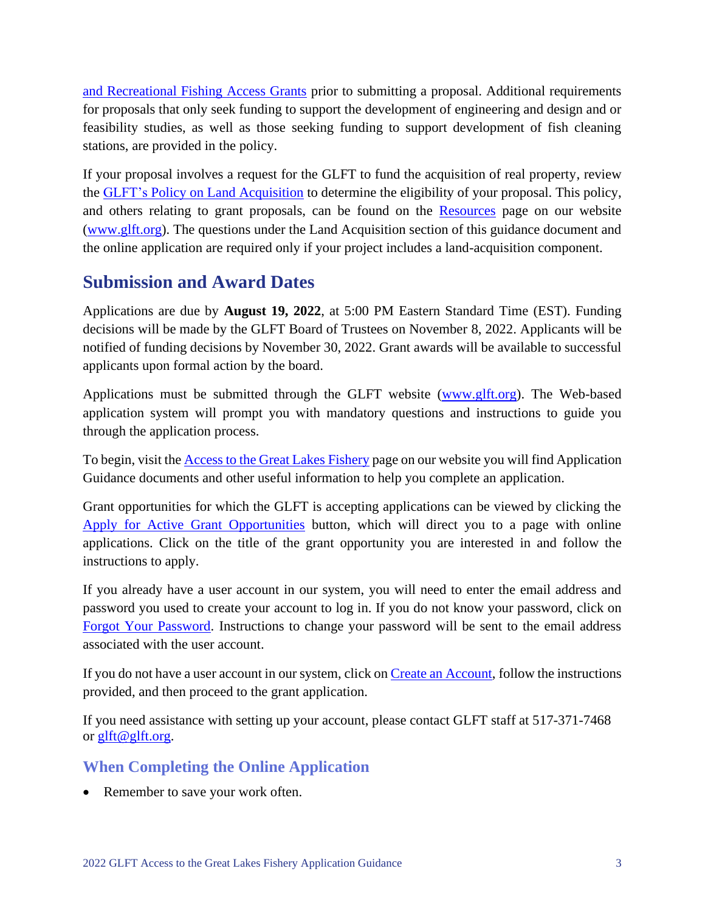and Recreational Fishing Access Grants prior to submitting a proposal. Additional requirements for proposals that only seek funding to support the development of engineering and design and or feasibility studies, as well as those seeking funding to support development of fish cleaning stations, are provided in the policy.

If your proposal involves a request for the GLFT to fund the acquisition of real property, review the GLFT's Policy on Land Acquisition to determine the eligibility of your proposal. This policy, and others relating to grant proposals, can be found on the Resources page on our website (www.glft.org). The questions under the Land Acquisition section of this guidance document and the online application are required only if your project includes a land-acquisition component.

## Submission and Award Dates

Applications are due by **August 19, 2022**, at 5:00 PM Eastern Standard Time (EST). Funding decisions will be made by the GLFT Board of Trustees on November 8, 2022. Applicants will be notified of funding decisions by November 30, 2022. Grant awards will be available to successful applicants upon formal action by the board.

Applications must be submitted through the GLFT website (www.glft.org). The Web-based application system will prompt you with mandatory questions and instructions to guide you through the application process.

To begin, visit the Access to the Great Lakes Fishery page on our website you will find Application Guidance documents and other useful information to help you complete an application.

Grant opportunities for which the GLFT is accepting applications can be viewed by clicking the Apply for Active Grant Opportunities button, which will direct you to a page with online applications. Click on the title of the grant opportunity you are interested in and follow the instructions to apply.

If you already have a user account in our system, you will need to enter the email address and password you used to create your account to log in. If you do not know your password, click on Forgot Your Password. Instructions to change your password will be sent to the email address associated with the user account.

If you do not have a user account in our system, click on Create an Account, follow the instructions provided, and then proceed to the grant application.

If you need assistance with setting up your account, please contact GLFT staff at 517-371-7468 or glft@glft.org.

### When Completing the Online Application

- Remember to save your work often.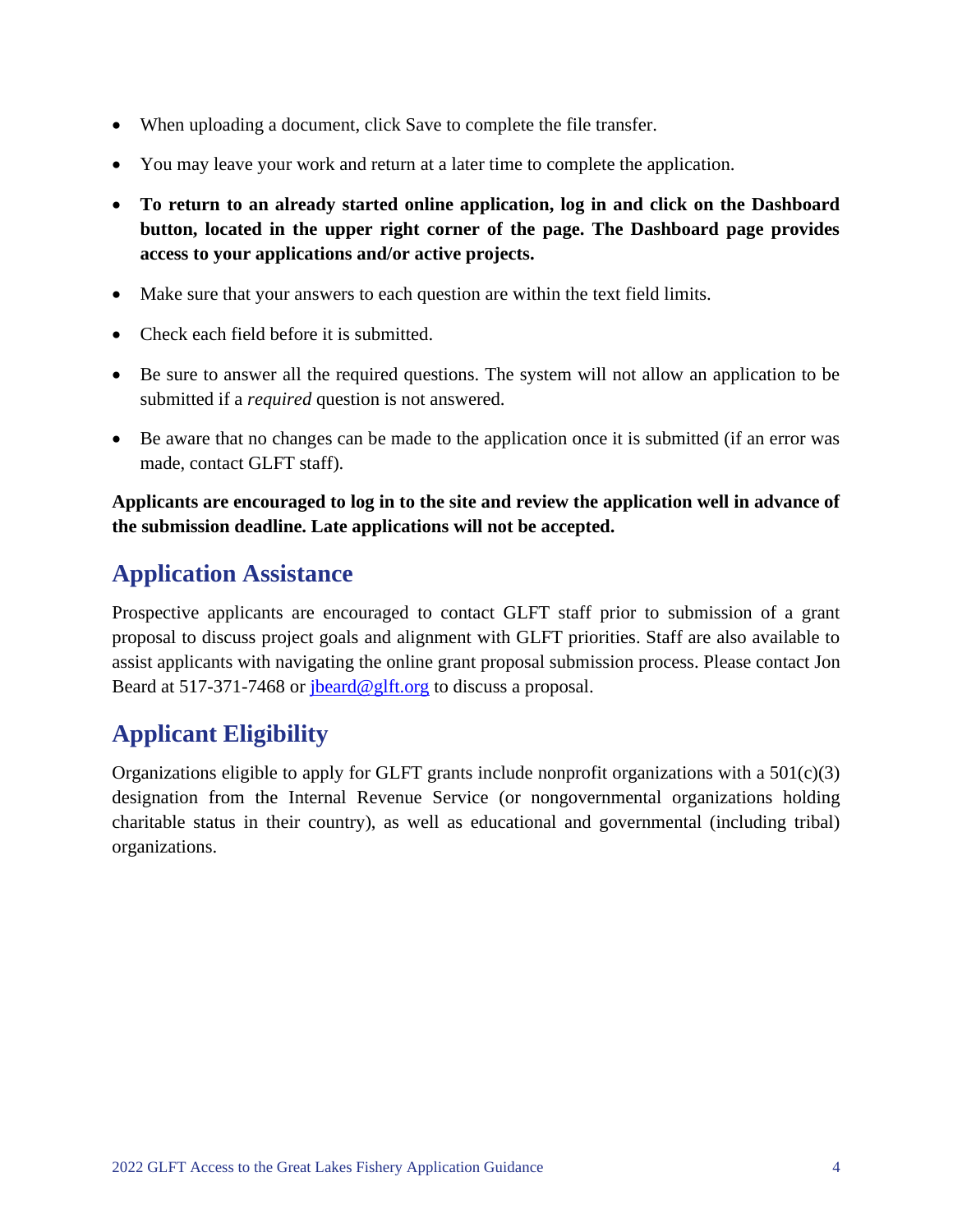- When uploading a document, click Save to complete the file transfer.
- You may leave your work and return at a later time to complete the application.
- **To return to an already started online application, log in and click on the Dashboard button, located in the upper right corner of the page. The Dashboard page provides access to your applications and/or active projects.**
- Make sure that your answers to each question are within the text field limits.
- Check each field before it is submitted.
- Be sure to answer all the required questions. The system will not allow an application to be submitted if a *required* question is not answered.
- Be aware that no changes can be made to the application once it is submitted (if an error was made, contact GLFT staff).

**Applicants are encouraged to log in to the site and review the application well in advance of the submission deadline. Late applications will not be accepted.**

## Application Assistance

Prospective applicants are encouraged to contact GLFT staff prior to submission of a grant proposal to discuss project goals and alignment with GLFT priorities. Staff are also available to assist applicants with navigating the online grant proposal submission process. Please contact Jon Beard at 517-371-7468 or [jbeard@glft.org](mailto:jbeard@glft.org) to discuss a proposal.

## Applicant Eligibility

Organizations eligible to apply for GLFT grants include nonprofit organizations with a 501(c)(3) designation from the Internal Revenue Service (or nongovernmental organizations holding charitable status in their country), as well as educational and governmental (including tribal) organizations.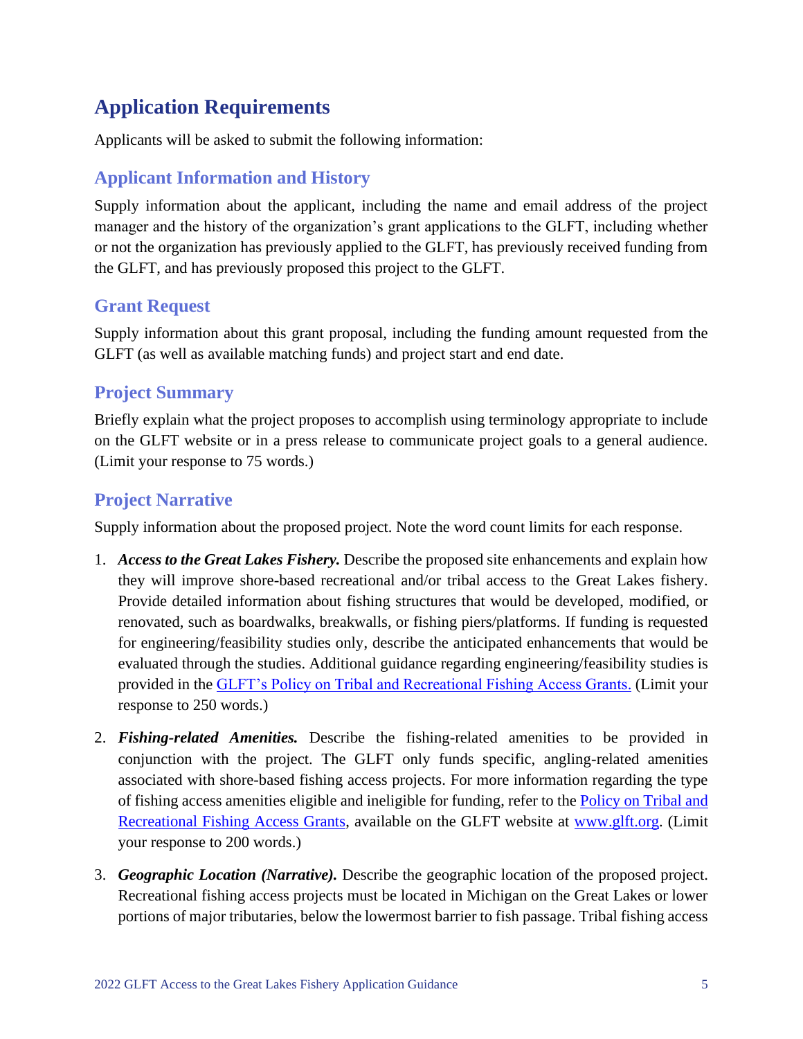## Application Requirements

Applicants will be asked to submit the following information:

### Applicant Information and History

Supply information about the applicant, including the name and email address of the project manager and the history of the organization's grant applications to the GLFT, including whether or not the organization has previously applied to the GLFT, has previously received funding from the GLFT, and has previously proposed this project to the GLFT.

### Grant Request

Supply information about this grant proposal, including the funding amount requested from the GLFT (as well as available matching funds) and project start and end date.

### Project Summary

Briefly explain what the project proposes to accomplish using terminology appropriate to include on the GLFT website or in a press release to communicate project goals to a general audience. (Limit your response to 75 words.)

### Project Narrative

Supply information about the proposed project. Note the word count limits for each response.

1. ***Access to the Great Lakes Fishery.*** Describe the proposed site enhancements and explain how they will improve shore-based recreational and/or tribal access to the Great Lakes fishery. Provide detailed information about fishing structures that would be developed, modified, or renovated, such as boardwalks, breakwalls, or fishing piers/platforms. If funding is requested for engineering/feasibility studies only, describe the anticipated enhancements that would be evaluated through the studies. Additional guidance regarding engineering/feasibility studies is provided in the GLFT's Policy on Tribal and Recreational Fishing Access Grants. (Limit your response to 250 words.)

2. ***Fishing-related Amenities.*** Describe the fishing-related amenities to be provided in conjunction with the project. The GLFT only funds specific, angling-related amenities associated with shore-based fishing access projects. For more information regarding the type of fishing access amenities eligible and ineligible for funding, refer to the Policy on Tribal and Recreational Fishing Access Grants, available on the GLFT website at www.glft.org. (Limit your response to 200 words.)

3. ***Geographic Location (Narrative).*** Describe the geographic location of the proposed project. Recreational fishing access projects must be located in Michigan on the Great Lakes or lower portions of major tributaries, below the lowermost barrier to fish passage. Tribal fishing access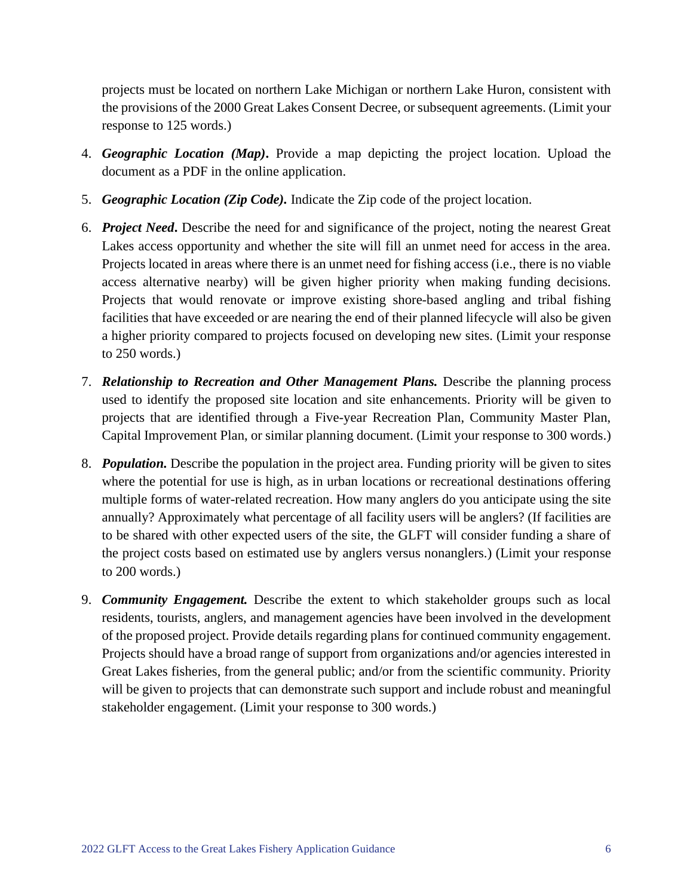projects must be located on northern Lake Michigan or northern Lake Huron, consistent with the provisions of the 2000 Great Lakes Consent Decree, or subsequent agreements. (Limit your response to 125 words.)

4. ***Geographic Location (Map)***. Provide a map depicting the project location. Upload the document as a PDF in the online application.

5. ***Geographic Location (Zip Code).*** Indicate the Zip code of the project location.

6. ***Project Need***. Describe the need for and significance of the project, noting the nearest Great Lakes access opportunity and whether the site will fill an unmet need for access in the area. Projects located in areas where there is an unmet need for fishing access (i.e., there is no viable access alternative nearby) will be given higher priority when making funding decisions. Projects that would renovate or improve existing shore-based angling and tribal fishing facilities that have exceeded or are nearing the end of their planned lifecycle will also be given a higher priority compared to projects focused on developing new sites. (Limit your response to 250 words.)

7. ***Relationship to Recreation and Other Management Plans.*** Describe the planning process used to identify the proposed site location and site enhancements. Priority will be given to projects that are identified through a Five-year Recreation Plan, Community Master Plan, Capital Improvement Plan, or similar planning document. (Limit your response to 300 words.)

8. ***Population.*** Describe the population in the project area. Funding priority will be given to sites where the potential for use is high, as in urban locations or recreational destinations offering multiple forms of water-related recreation. How many anglers do you anticipate using the site annually? Approximately what percentage of all facility users will be anglers? (If facilities are to be shared with other expected users of the site, the GLFT will consider funding a share of the project costs based on estimated use by anglers versus nonanglers.) (Limit your response to 200 words.)

9. ***Community Engagement.*** Describe the extent to which stakeholder groups such as local residents, tourists, anglers, and management agencies have been involved in the development of the proposed project. Provide details regarding plans for continued community engagement. Projects should have a broad range of support from organizations and/or agencies interested in Great Lakes fisheries, from the general public; and/or from the scientific community. Priority will be given to projects that can demonstrate such support and include robust and meaningful stakeholder engagement. (Limit your response to 300 words.)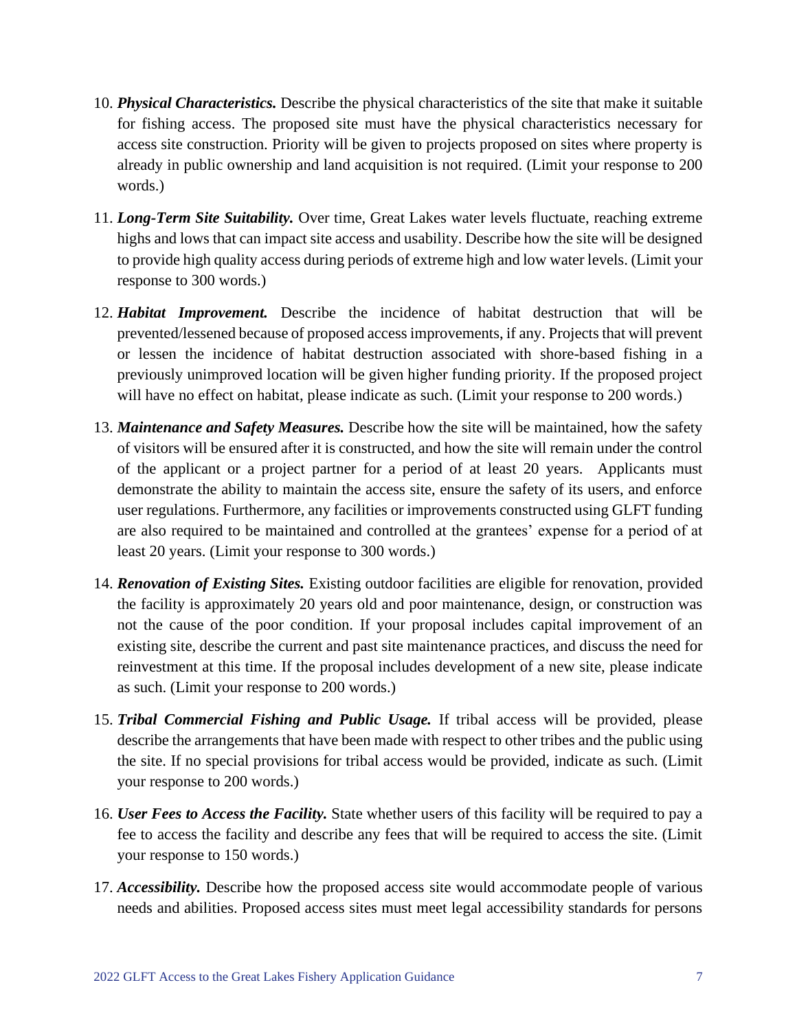10. ***Physical Characteristics.*** Describe the physical characteristics of the site that make it suitable for fishing access. The proposed site must have the physical characteristics necessary for access site construction. Priority will be given to projects proposed on sites where property is already in public ownership and land acquisition is not required. (Limit your response to 200 words.)

11. ***Long-Term Site Suitability.*** Over time, Great Lakes water levels fluctuate, reaching extreme highs and lows that can impact site access and usability. Describe how the site will be designed to provide high quality access during periods of extreme high and low water levels. (Limit your response to 300 words.)

12. ***Habitat Improvement.*** Describe the incidence of habitat destruction that will be prevented/lessened because of proposed access improvements, if any. Projects that will prevent or lessen the incidence of habitat destruction associated with shore-based fishing in a previously unimproved location will be given higher funding priority. If the proposed project will have no effect on habitat, please indicate as such. (Limit your response to 200 words.)

13. ***Maintenance and Safety Measures.*** Describe how the site will be maintained, how the safety of visitors will be ensured after it is constructed, and how the site will remain under the control of the applicant or a project partner for a period of at least 20 years. Applicants must demonstrate the ability to maintain the access site, ensure the safety of its users, and enforce user regulations. Furthermore, any facilities or improvements constructed using GLFT funding are also required to be maintained and controlled at the grantees' expense for a period of at least 20 years. (Limit your response to 300 words.)

14. ***Renovation of Existing Sites.*** Existing outdoor facilities are eligible for renovation, provided the facility is approximately 20 years old and poor maintenance, design, or construction was not the cause of the poor condition. If your proposal includes capital improvement of an existing site, describe the current and past site maintenance practices, and discuss the need for reinvestment at this time. If the proposal includes development of a new site, please indicate as such. (Limit your response to 200 words.)

15. ***Tribal Commercial Fishing and Public Usage.*** If tribal access will be provided, please describe the arrangements that have been made with respect to other tribes and the public using the site. If no special provisions for tribal access would be provided, indicate as such. (Limit your response to 200 words.)

16. ***User Fees to Access the Facility.*** State whether users of this facility will be required to pay a fee to access the facility and describe any fees that will be required to access the site. (Limit your response to 150 words.)

17. ***Accessibility.*** Describe how the proposed access site would accommodate people of various needs and abilities. Proposed access sites must meet legal accessibility standards for persons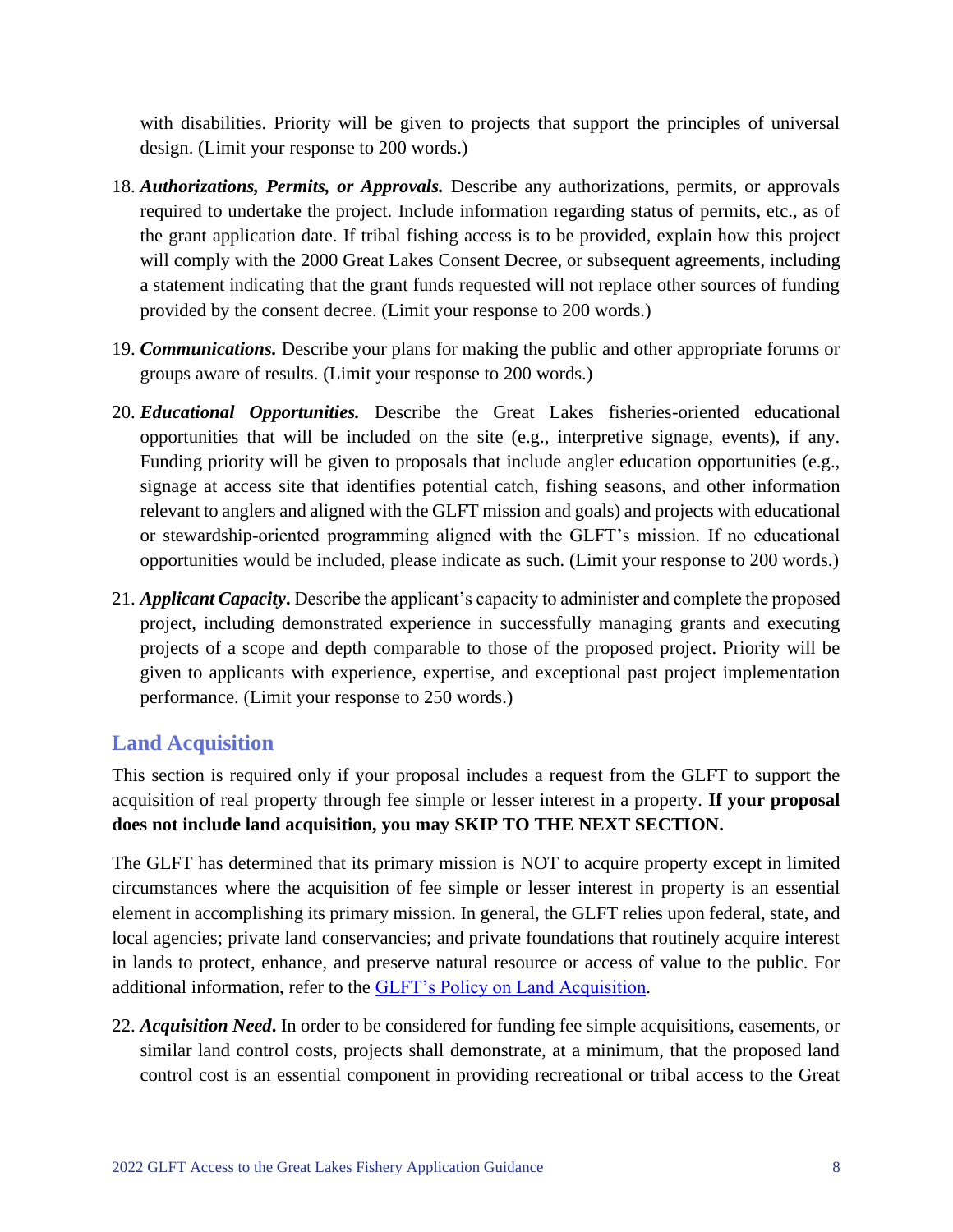with disabilities. Priority will be given to projects that support the principles of universal design. (Limit your response to 200 words.)

18. ***Authorizations, Permits, or Approvals.*** Describe any authorizations, permits, or approvals required to undertake the project. Include information regarding status of permits, etc., as of the grant application date. If tribal fishing access is to be provided, explain how this project will comply with the 2000 Great Lakes Consent Decree, or subsequent agreements, including a statement indicating that the grant funds requested will not replace other sources of funding provided by the consent decree. (Limit your response to 200 words.)

19. ***Communications.*** Describe your plans for making the public and other appropriate forums or groups aware of results. (Limit your response to 200 words.)

20. ***Educational Opportunities.*** Describe the Great Lakes fisheries-oriented educational opportunities that will be included on the site (e.g., interpretive signage, events), if any. Funding priority will be given to proposals that include angler education opportunities (e.g., signage at access site that identifies potential catch, fishing seasons, and other information relevant to anglers and aligned with the GLFT mission and goals) and projects with educational or stewardship-oriented programming aligned with the GLFT's mission. If no educational opportunities would be included, please indicate as such. (Limit your response to 200 words.)

21. ***Applicant Capacity*.** Describe the applicant's capacity to administer and complete the proposed project, including demonstrated experience in successfully managing grants and executing projects of a scope and depth comparable to those of the proposed project. Priority will be given to applicants with experience, expertise, and exceptional past project implementation performance. (Limit your response to 250 words.)

## Land Acquisition

This section is required only if your proposal includes a request from the GLFT to support the acquisition of real property through fee simple or lesser interest in a property. **If your proposal does not include land acquisition, you may SKIP TO THE NEXT SECTION.**

The GLFT has determined that its primary mission is NOT to acquire property except in limited circumstances where the acquisition of fee simple or lesser interest in property is an essential element in accomplishing its primary mission. In general, the GLFT relies upon federal, state, and local agencies; private land conservancies; and private foundations that routinely acquire interest in lands to protect, enhance, and preserve natural resource or access of value to the public. For additional information, refer to the GLFT's Policy on Land Acquisition.

22. ***Acquisition Need*.** In order to be considered for funding fee simple acquisitions, easements, or similar land control costs, projects shall demonstrate, at a minimum, that the proposed land control cost is an essential component in providing recreational or tribal access to the Great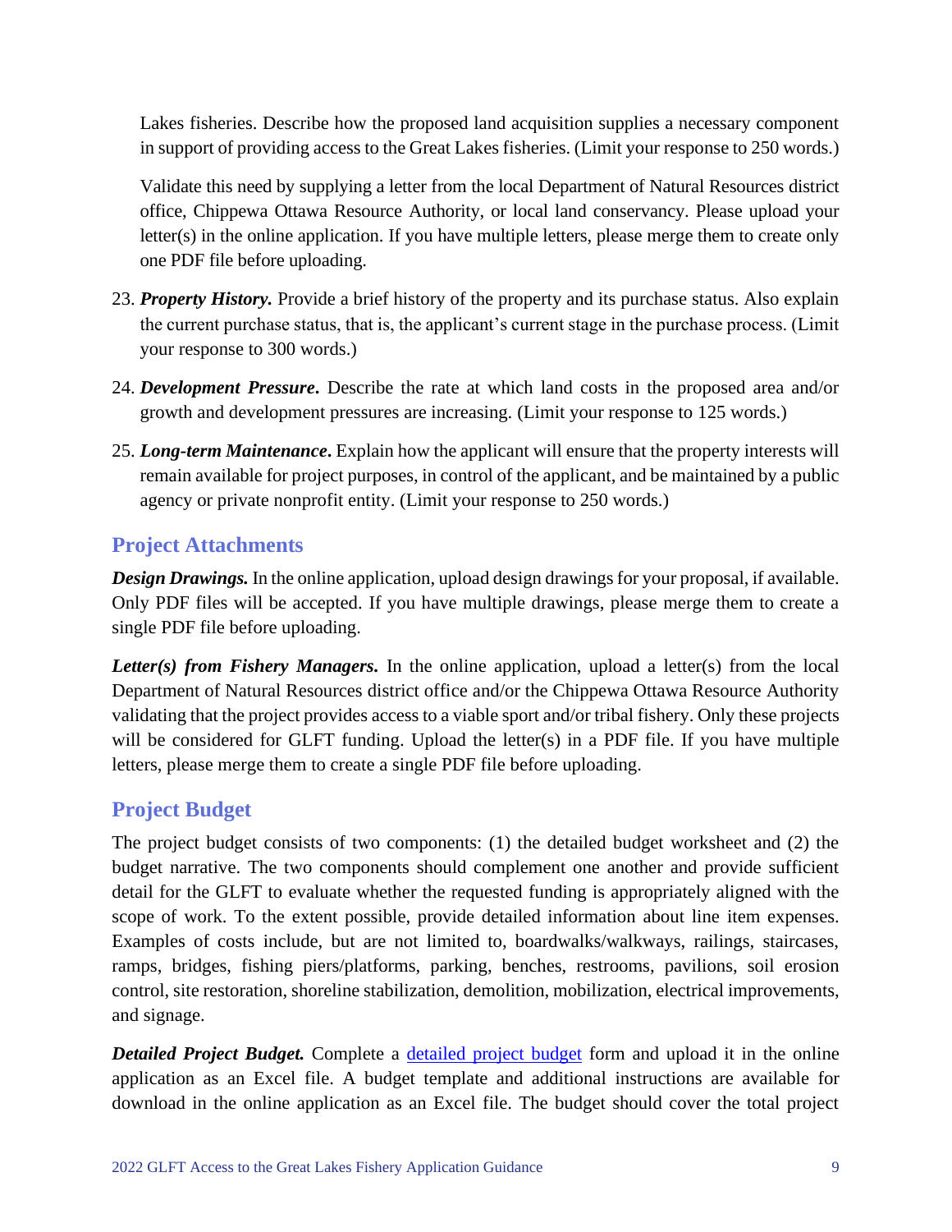Lakes fisheries. Describe how the proposed land acquisition supplies a necessary component in support of providing access to the Great Lakes fisheries. (Limit your response to 250 words.)

Validate this need by supplying a letter from the local Department of Natural Resources district office, Chippewa Ottawa Resource Authority, or local land conservancy. Please upload your letter(s) in the online application. If you have multiple letters, please merge them to create only one PDF file before uploading.

23. ***Property History.*** Provide a brief history of the property and its purchase status. Also explain the current purchase status, that is, the applicant's current stage in the purchase process. (Limit your response to 300 words.)
24. ***Development Pressure*.** Describe the rate at which land costs in the proposed area and/or growth and development pressures are increasing. (Limit your response to 125 words.)
25. ***Long-term Maintenance*.** Explain how the applicant will ensure that the property interests will remain available for project purposes, in control of the applicant, and be maintained by a public agency or private nonprofit entity. (Limit your response to 250 words.)

## Project Attachments

***Design Drawings.*** In the online application, upload design drawings for your proposal, if available. Only PDF files will be accepted. If you have multiple drawings, please merge them to create a single PDF file before uploading.

***Letter(s) from Fishery Managers.*** In the online application, upload a letter(s) from the local Department of Natural Resources district office and/or the Chippewa Ottawa Resource Authority validating that the project provides access to a viable sport and/or tribal fishery. Only these projects will be considered for GLFT funding. Upload the letter(s) in a PDF file. If you have multiple letters, please merge them to create a single PDF file before uploading.

## Project Budget

The project budget consists of two components: (1) the detailed budget worksheet and (2) the budget narrative. The two components should complement one another and provide sufficient detail for the GLFT to evaluate whether the requested funding is appropriately aligned with the scope of work. To the extent possible, provide detailed information about line item expenses. Examples of costs include, but are not limited to, boardwalks/walkways, railings, staircases, ramps, bridges, fishing piers/platforms, parking, benches, restrooms, pavilions, soil erosion control, site restoration, shoreline stabilization, demolition, mobilization, electrical improvements, and signage.

***Detailed Project Budget.*** Complete a detailed project budget form and upload it in the online application as an Excel file. A budget template and additional instructions are available for download in the online application as an Excel file. The budget should cover the total project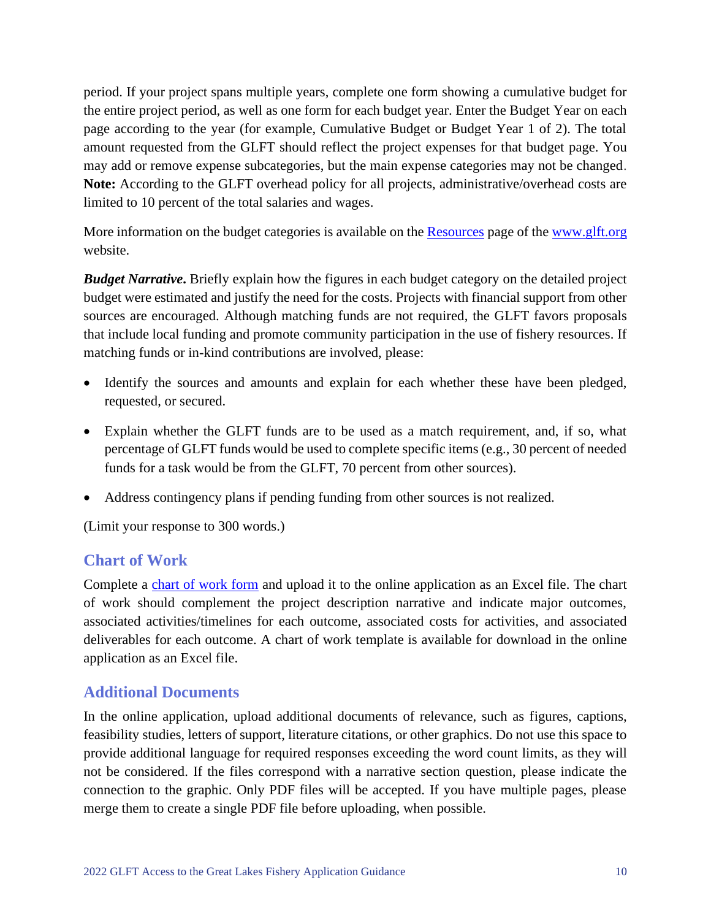period. If your project spans multiple years, complete one form showing a cumulative budget for the entire project period, as well as one form for each budget year. Enter the Budget Year on each page according to the year (for example, Cumulative Budget or Budget Year 1 of 2). The total amount requested from the GLFT should reflect the project expenses for that budget page. You may add or remove expense subcategories, but the main expense categories may not be changed. **Note:** According to the GLFT overhead policy for all projects, administrative/overhead costs are limited to 10 percent of the total salaries and wages.

More information on the budget categories is available on the Resources page of the www.glft.org website.

***Budget Narrative***. Briefly explain how the figures in each budget category on the detailed project budget were estimated and justify the need for the costs. Projects with financial support from other sources are encouraged. Although matching funds are not required, the GLFT favors proposals that include local funding and promote community participation in the use of fishery resources. If matching funds or in-kind contributions are involved, please:

- Identify the sources and amounts and explain for each whether these have been pledged, requested, or secured.
- Explain whether the GLFT funds are to be used as a match requirement, and, if so, what percentage of GLFT funds would be used to complete specific items (e.g., 30 percent of needed funds for a task would be from the GLFT, 70 percent from other sources).
- Address contingency plans if pending funding from other sources is not realized.

(Limit your response to 300 words.)

## Chart of Work

Complete a chart of work form and upload it to the online application as an Excel file. The chart of work should complement the project description narrative and indicate major outcomes, associated activities/timelines for each outcome, associated costs for activities, and associated deliverables for each outcome. A chart of work template is available for download in the online application as an Excel file.

## Additional Documents

In the online application, upload additional documents of relevance, such as figures, captions, feasibility studies, letters of support, literature citations, or other graphics. Do not use this space to provide additional language for required responses exceeding the word count limits, as they will not be considered. If the files correspond with a narrative section question, please indicate the connection to the graphic. Only PDF files will be accepted. If you have multiple pages, please merge them to create a single PDF file before uploading, when possible.